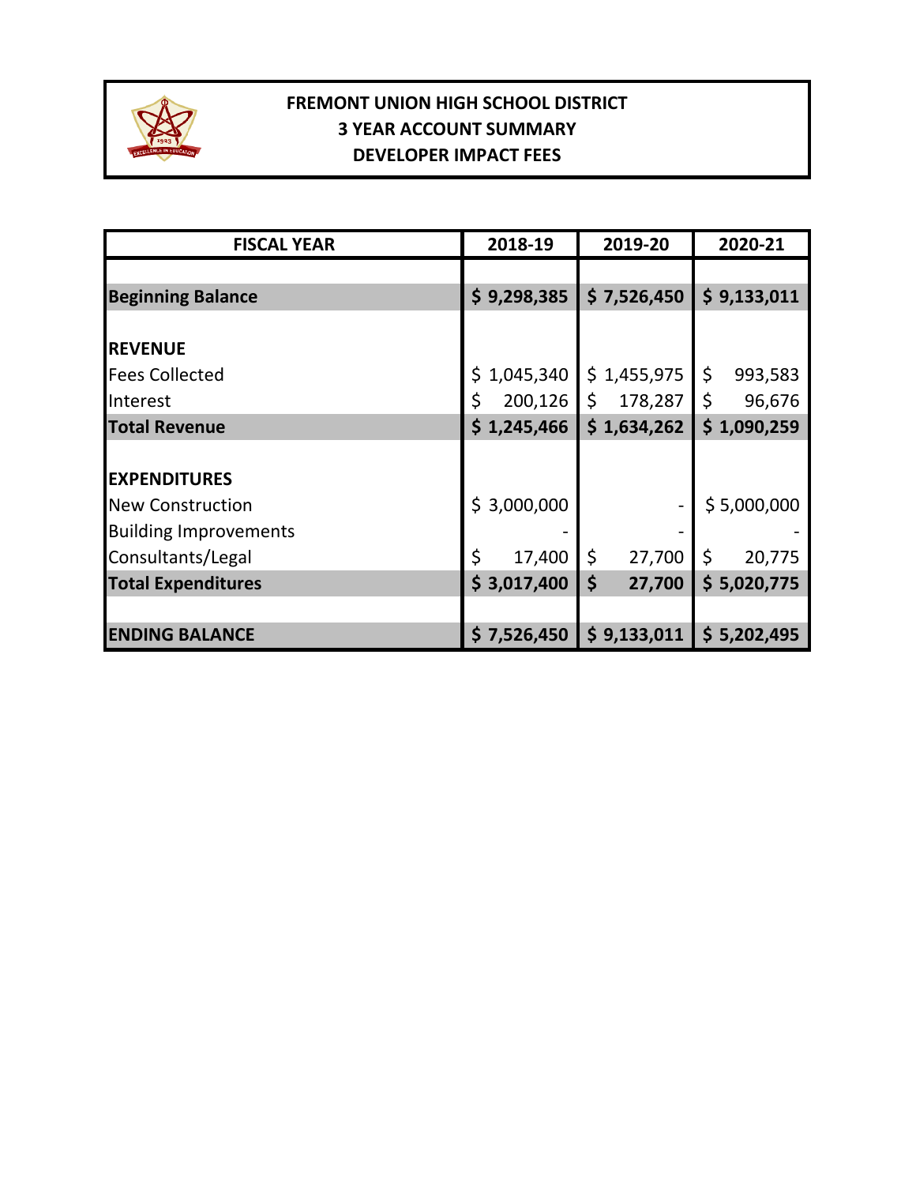# FREMONT UNION HIGH SCHOOL DISTRICT
## 3 YEAR ACCOUNT SUMMARY
## DEVELOPER IMPACT FEES

| FISCAL YEAR | 2018-19 | 2019-20 | 2020-21 |
|---|---|---|---|
| **Beginning Balance** | **$ 9,298,385** | **$ 7,526,450** | **$ 9,133,011** |
| **REVENUE** | | | |
| Fees Collected | $ 1,045,340 | $ 1,455,975 | $ 993,583 |
| Interest | $ 200,126 | $ 178,287 | $ 96,676 |
| **Total Revenue** | **$ 1,245,466** | **$ 1,634,262** | **$ 1,090,259** |
| **EXPENDITURES** | | | |
| New Construction | $ 3,000,000 | - | $ 5,000,000 |
| Building Improvements | - | - | - |
| Consultants/Legal | $ 17,400 | $ 27,700 | $ 20,775 |
| **Total Expenditures** | **$ 3,017,400** | **$ 27,700** | **$ 5,020,775** |
| **ENDING BALANCE** | **$ 7,526,450** | **$ 9,133,011** | **$ 5,202,495** |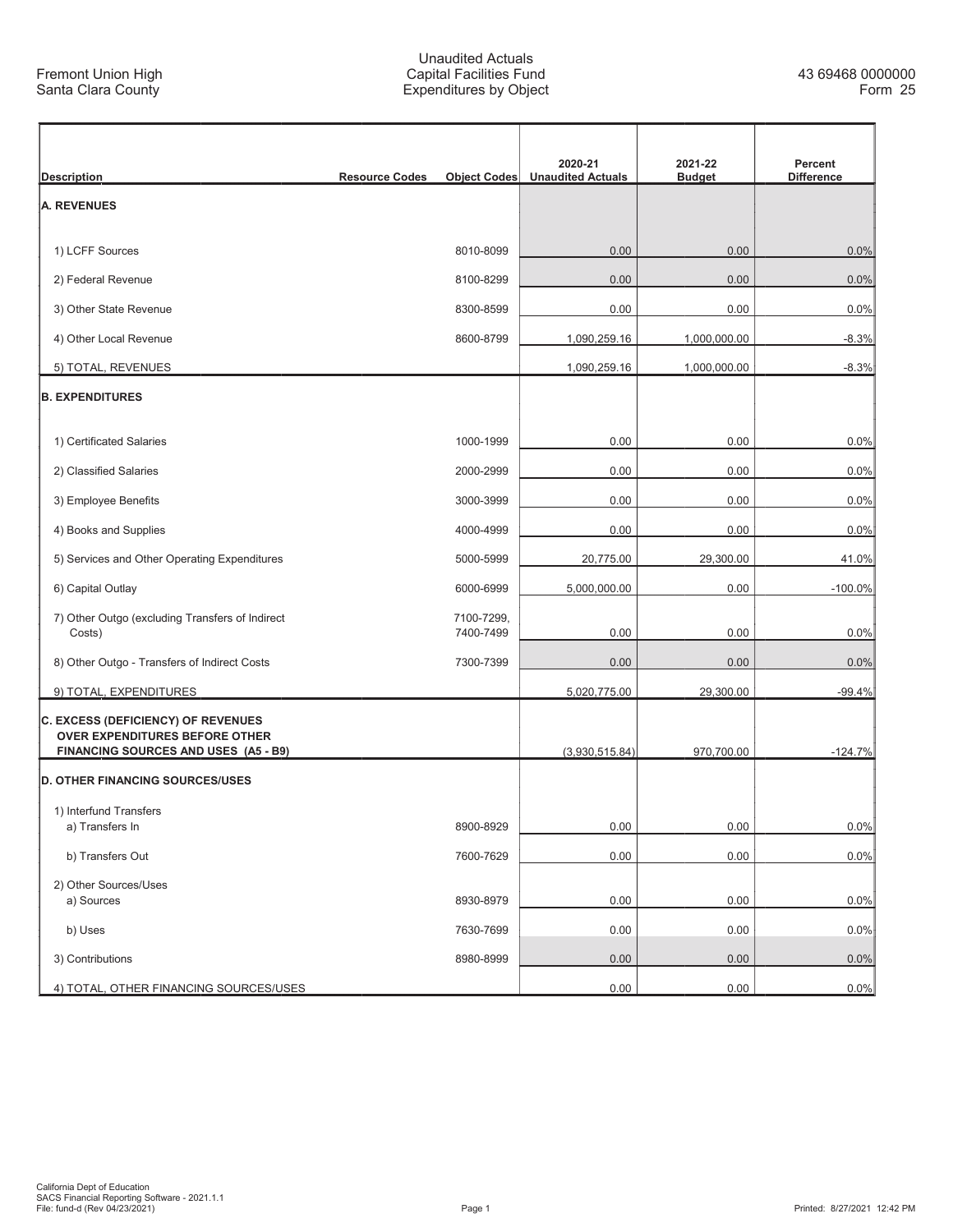Fremont Union High
Santa Clara County

Unaudited Actuals
Capital Facilities Fund
Expenditures by Object

43 69468 0000000
Form 25

| Description | Resource Codes | Object Codes | 2020-21 Unaudited Actuals | 2021-22 Budget | Percent Difference |
|---|---|---|---|---|---|
| **A. REVENUES** | | | | | |
| 1) LCFF Sources | | 8010-8099 | 0.00 | 0.00 | 0.0% |
| 2) Federal Revenue | | 8100-8299 | 0.00 | 0.00 | 0.0% |
| 3) Other State Revenue | | 8300-8599 | 0.00 | 0.00 | 0.0% |
| 4) Other Local Revenue | | 8600-8799 | 1,090,259.16 | 1,000,000.00 | -8.3% |
| 5) TOTAL, REVENUES | | | 1,090,259.16 | 1,000,000.00 | -8.3% |
| **B. EXPENDITURES** | | | | | |
| 1) Certificated Salaries | | 1000-1999 | 0.00 | 0.00 | 0.0% |
| 2) Classified Salaries | | 2000-2999 | 0.00 | 0.00 | 0.0% |
| 3) Employee Benefits | | 3000-3999 | 0.00 | 0.00 | 0.0% |
| 4) Books and Supplies | | 4000-4999 | 0.00 | 0.00 | 0.0% |
| 5) Services and Other Operating Expenditures | | 5000-5999 | 20,775.00 | 29,300.00 | 41.0% |
| 6) Capital Outlay | | 6000-6999 | 5,000,000.00 | 0.00 | -100.0% |
| 7) Other Outgo (excluding Transfers of Indirect Costs) | | 7100-7299, 7400-7499 | 0.00 | 0.00 | 0.0% |
| 8) Other Outgo - Transfers of Indirect Costs | | 7300-7399 | 0.00 | 0.00 | 0.0% |
| 9) TOTAL, EXPENDITURES | | | 5,020,775.00 | 29,300.00 | -99.4% |
| **C. EXCESS (DEFICIENCY) OF REVENUES OVER EXPENDITURES BEFORE OTHER FINANCING SOURCES AND USES (A5 - B9)** | | | (3,930,515.84) | 970,700.00 | -124.7% |
| **D. OTHER FINANCING SOURCES/USES** | | | | | |
| 1) Interfund Transfers | | | | | |
| a) Transfers In | | 8900-8929 | 0.00 | 0.00 | 0.0% |
| b) Transfers Out | | 7600-7629 | 0.00 | 0.00 | 0.0% |
| 2) Other Sources/Uses | | | | | |
| a) Sources | | 8930-8979 | 0.00 | 0.00 | 0.0% |
| b) Uses | | 7630-7699 | 0.00 | 0.00 | 0.0% |
| 3) Contributions | | 8980-8999 | 0.00 | 0.00 | 0.0% |
| 4) TOTAL, OTHER FINANCING SOURCES/USES | | | 0.00 | 0.00 | 0.0% |

California Dept of Education
SACS Financial Reporting Software - 2021.1.1
File: fund-d (Rev 04/23/2021)

Printed: 8/27/2021 12:42 PM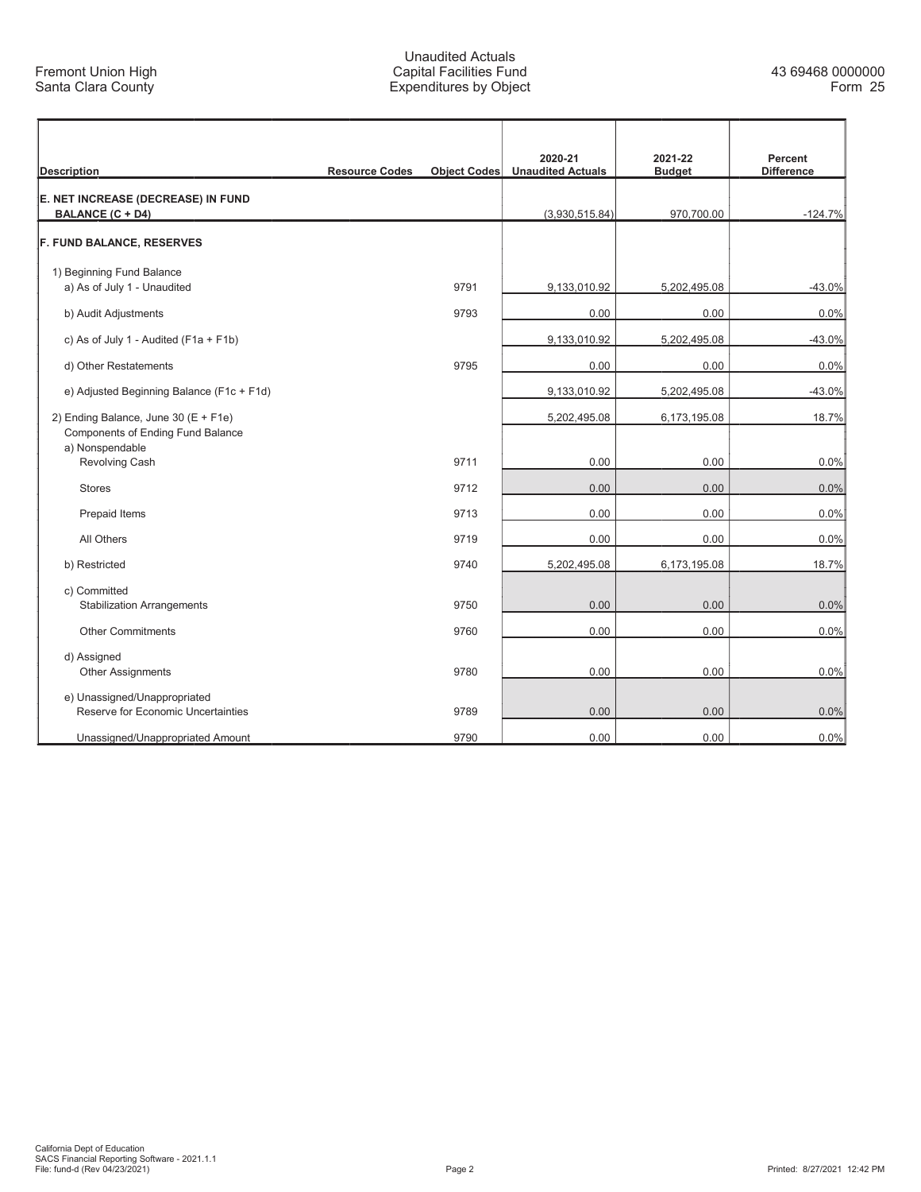Fremont Union High
Santa Clara County

Unaudited Actuals
Capital Facilities Fund
Expenditures by Object

43 69468 0000000
Form 25

| Description | Resource Codes | Object Codes | 2020-21 Unaudited Actuals | 2021-22 Budget | Percent Difference |
|---|---|---|---|---|---|
| **E. NET INCREASE (DECREASE) IN FUND BALANCE (C + D4)** | | | (3,930,515.84) | 970,700.00 | -124.7% |
| **F. FUND BALANCE, RESERVES** | | | | | |
| 1) Beginning Fund Balance | | | | | |
| a) As of July 1 - Unaudited | | 9791 | 9,133,010.92 | 5,202,495.08 | -43.0% |
| b) Audit Adjustments | | 9793 | 0.00 | 0.00 | 0.0% |
| c) As of July 1 - Audited (F1a + F1b) | | | 9,133,010.92 | 5,202,495.08 | -43.0% |
| d) Other Restatements | | 9795 | 0.00 | 0.00 | 0.0% |
| e) Adjusted Beginning Balance (F1c + F1d) | | | 9,133,010.92 | 5,202,495.08 | -43.0% |
| 2) Ending Balance, June 30 (E + F1e) | | | 5,202,495.08 | 6,173,195.08 | 18.7% |
| Components of Ending Fund Balance | | | | | |
| a) Nonspendable | | | | | |
| Revolving Cash | | 9711 | 0.00 | 0.00 | 0.0% |
| Stores | | 9712 | 0.00 | 0.00 | 0.0% |
| Prepaid Items | | 9713 | 0.00 | 0.00 | 0.0% |
| All Others | | 9719 | 0.00 | 0.00 | 0.0% |
| b) Restricted | | 9740 | 5,202,495.08 | 6,173,195.08 | 18.7% |
| c) Committed | | | | | |
| Stabilization Arrangements | | 9750 | 0.00 | 0.00 | 0.0% |
| Other Commitments | | 9760 | 0.00 | 0.00 | 0.0% |
| d) Assigned | | | | | |
| Other Assignments | | 9780 | 0.00 | 0.00 | 0.0% |
| e) Unassigned/Unappropriated | | | | | |
| Reserve for Economic Uncertainties | | 9789 | 0.00 | 0.00 | 0.0% |
| Unassigned/Unappropriated Amount | | 9790 | 0.00 | 0.00 | 0.0% |

California Dept of Education
SACS Financial Reporting Software - 2021.1.1
File: fund-d (Rev 04/23/2021)

Printed: 8/27/2021 12:42 PM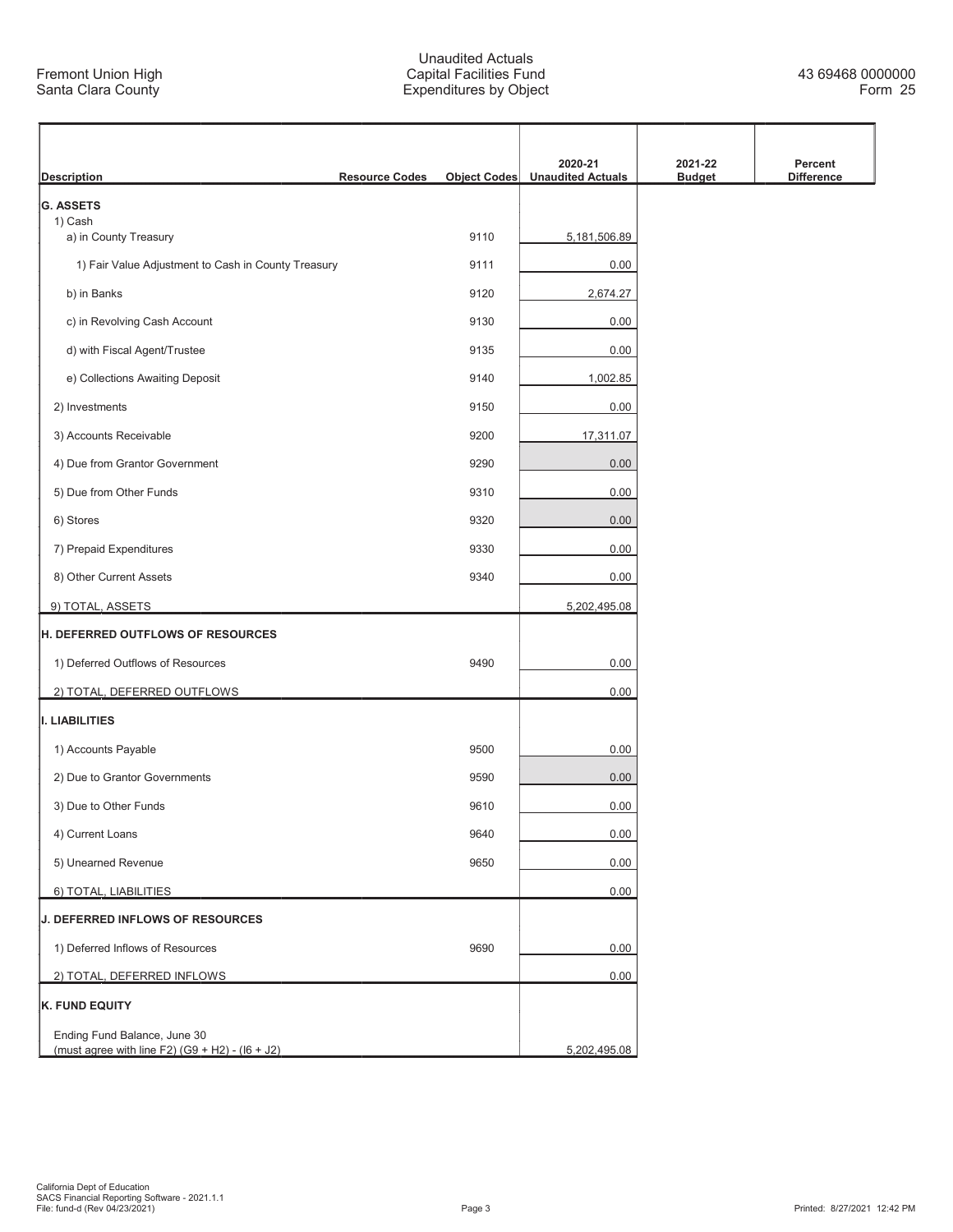Fremont Union High
Santa Clara County

Unaudited Actuals
Capital Facilities Fund
Expenditures by Object

43 69468 0000000
Form 25

| Description | Resource Codes | Object Codes | 2020-21 Unaudited Actuals | 2021-22 Budget | Percent Difference |
|---|---|---|---|---|---|
| **G. ASSETS** | | | | | |
| 1) Cash | | | | | |
| a) in County Treasury | | 9110 | 5,181,506.89 | | |
| 1) Fair Value Adjustment to Cash in County Treasury | | 9111 | 0.00 | | |
| b) in Banks | | 9120 | 2,674.27 | | |
| c) in Revolving Cash Account | | 9130 | 0.00 | | |
| d) with Fiscal Agent/Trustee | | 9135 | 0.00 | | |
| e) Collections Awaiting Deposit | | 9140 | 1,002.85 | | |
| 2) Investments | | 9150 | 0.00 | | |
| 3) Accounts Receivable | | 9200 | 17,311.07 | | |
| 4) Due from Grantor Government | | 9290 | 0.00 | | |
| 5) Due from Other Funds | | 9310 | 0.00 | | |
| 6) Stores | | 9320 | 0.00 | | |
| 7) Prepaid Expenditures | | 9330 | 0.00 | | |
| 8) Other Current Assets | | 9340 | 0.00 | | |
| 9) TOTAL, ASSETS | | | 5,202,495.08 | | |
| **H. DEFERRED OUTFLOWS OF RESOURCES** | | | | | |
| 1) Deferred Outflows of Resources | | 9490 | 0.00 | | |
| 2) TOTAL, DEFERRED OUTFLOWS | | | 0.00 | | |
| **I. LIABILITIES** | | | | | |
| 1) Accounts Payable | | 9500 | 0.00 | | |
| 2) Due to Grantor Governments | | 9590 | 0.00 | | |
| 3) Due to Other Funds | | 9610 | 0.00 | | |
| 4) Current Loans | | 9640 | 0.00 | | |
| 5) Unearned Revenue | | 9650 | 0.00 | | |
| 6) TOTAL, LIABILITIES | | | 0.00 | | |
| **J. DEFERRED INFLOWS OF RESOURCES** | | | | | |
| 1) Deferred Inflows of Resources | | 9690 | 0.00 | | |
| 2) TOTAL, DEFERRED INFLOWS | | | 0.00 | | |
| **K. FUND EQUITY** | | | | | |
| Ending Fund Balance, June 30 (must agree with line F2) (G9 + H2) - (I6 + J2) | | | 5,202,495.08 | | |

California Dept of Education
SACS Financial Reporting Software - 2021.1.1
File: fund-d (Rev 04/23/2021)

Printed: 8/27/2021 12:42 PM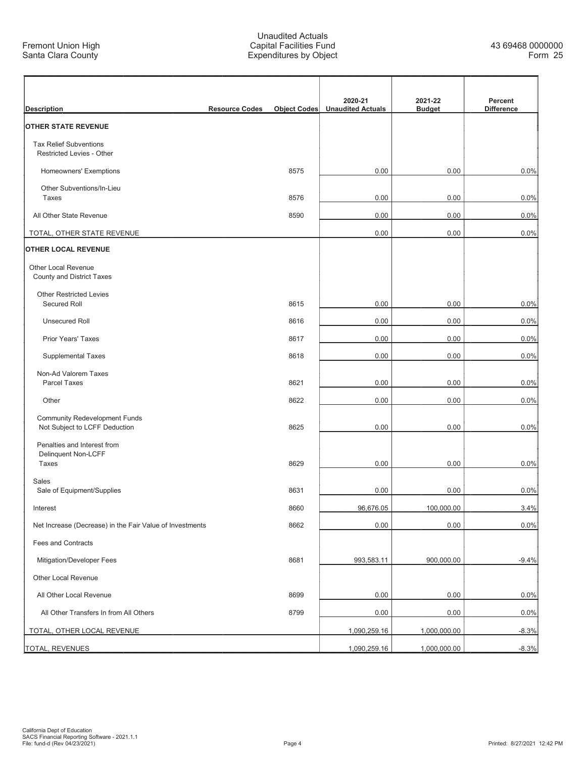Fremont Union High
Santa Clara County

Unaudited Actuals
Capital Facilities Fund
Expenditures by Object

43 69468 0000000
Form 25

| Description | Resource Codes | Object Codes | 2020-21 Unaudited Actuals | 2021-22 Budget | Percent Difference |
|---|---|---|---|---|---|
| **OTHER STATE REVENUE** | | | | | |
| Tax Relief Subventions<br>Restricted Levies - Other | | | | | |
| Homeowners' Exemptions | | 8575 | 0.00 | 0.00 | 0.0% |
| Other Subventions/In-Lieu Taxes | | 8576 | 0.00 | 0.00 | 0.0% |
| All Other State Revenue | | 8590 | 0.00 | 0.00 | 0.0% |
| TOTAL, OTHER STATE REVENUE | | | 0.00 | 0.00 | 0.0% |
| **OTHER LOCAL REVENUE** | | | | | |
| Other Local Revenue<br>County and District Taxes | | | | | |
| Other Restricted Levies<br>Secured Roll | | 8615 | 0.00 | 0.00 | 0.0% |
| Unsecured Roll | | 8616 | 0.00 | 0.00 | 0.0% |
| Prior Years' Taxes | | 8617 | 0.00 | 0.00 | 0.0% |
| Supplemental Taxes | | 8618 | 0.00 | 0.00 | 0.0% |
| Non-Ad Valorem Taxes<br>Parcel Taxes | | 8621 | 0.00 | 0.00 | 0.0% |
| Other | | 8622 | 0.00 | 0.00 | 0.0% |
| Community Redevelopment Funds<br>Not Subject to LCFF Deduction | | 8625 | 0.00 | 0.00 | 0.0% |
| Penalties and Interest from<br>Delinquent Non-LCFF<br>Taxes | | 8629 | 0.00 | 0.00 | 0.0% |
| Sales<br>Sale of Equipment/Supplies | | 8631 | 0.00 | 0.00 | 0.0% |
| Interest | | 8660 | 96,676.05 | 100,000.00 | 3.4% |
| Net Increase (Decrease) in the Fair Value of Investments | | 8662 | 0.00 | 0.00 | 0.0% |
| Fees and Contracts | | | | | |
| Mitigation/Developer Fees | | 8681 | 993,583.11 | 900,000.00 | -9.4% |
| Other Local Revenue | | | | | |
| All Other Local Revenue | | 8699 | 0.00 | 0.00 | 0.0% |
| All Other Transfers In from All Others | | 8799 | 0.00 | 0.00 | 0.0% |
| TOTAL, OTHER LOCAL REVENUE | | | 1,090,259.16 | 1,000,000.00 | -8.3% |
| TOTAL, REVENUES | | | 1,090,259.16 | 1,000,000.00 | -8.3% |

California Dept of Education
SACS Financial Reporting Software - 2021.1.1
File: fund-d (Rev 04/23/2021)

Printed: 8/27/2021 12:42 PM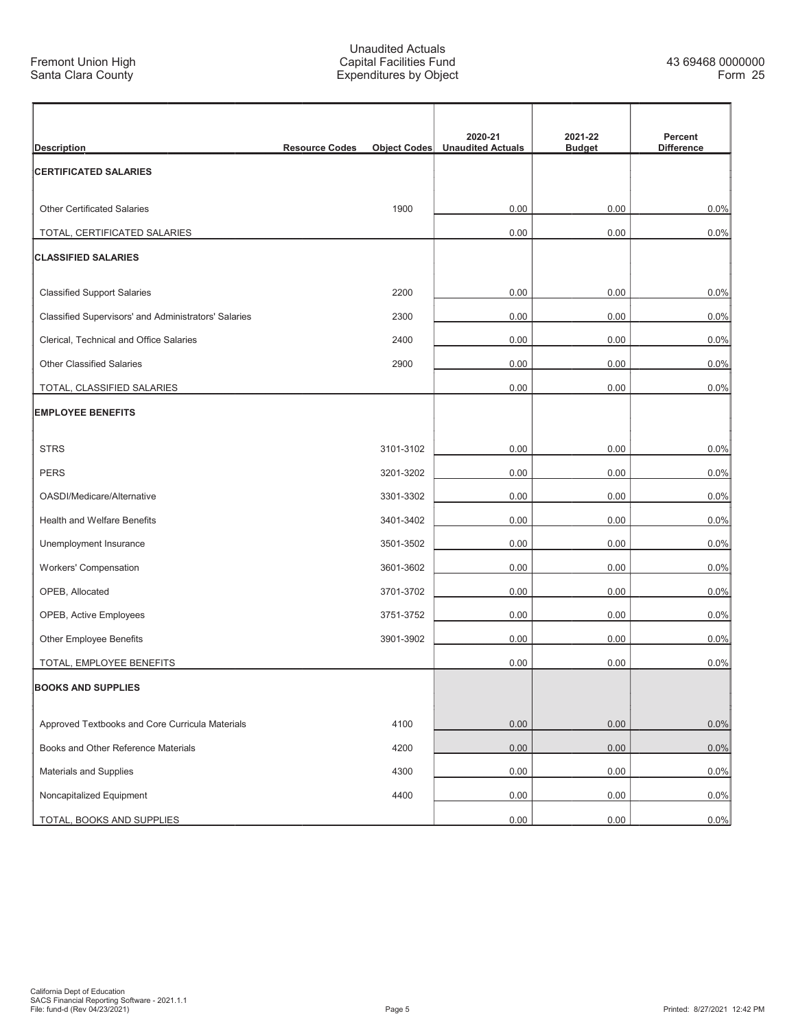Fremont Union High
Santa Clara County

Unaudited Actuals
Capital Facilities Fund
Expenditures by Object

43 69468 0000000
Form 25

| Description | Resource Codes | Object Codes | 2020-21 Unaudited Actuals | 2021-22 Budget | Percent Difference |
|---|---|---|---|---|---|
| **CERTIFICATED SALARIES** | | | | | |
| Other Certificated Salaries | | 1900 | 0.00 | 0.00 | 0.0% |
| TOTAL, CERTIFICATED SALARIES | | | 0.00 | 0.00 | 0.0% |
| **CLASSIFIED SALARIES** | | | | | |
| Classified Support Salaries | | 2200 | 0.00 | 0.00 | 0.0% |
| Classified Supervisors' and Administrators' Salaries | | 2300 | 0.00 | 0.00 | 0.0% |
| Clerical, Technical and Office Salaries | | 2400 | 0.00 | 0.00 | 0.0% |
| Other Classified Salaries | | 2900 | 0.00 | 0.00 | 0.0% |
| TOTAL, CLASSIFIED SALARIES | | | 0.00 | 0.00 | 0.0% |
| **EMPLOYEE BENEFITS** | | | | | |
| STRS | | 3101-3102 | 0.00 | 0.00 | 0.0% |
| PERS | | 3201-3202 | 0.00 | 0.00 | 0.0% |
| OASDI/Medicare/Alternative | | 3301-3302 | 0.00 | 0.00 | 0.0% |
| Health and Welfare Benefits | | 3401-3402 | 0.00 | 0.00 | 0.0% |
| Unemployment Insurance | | 3501-3502 | 0.00 | 0.00 | 0.0% |
| Workers' Compensation | | 3601-3602 | 0.00 | 0.00 | 0.0% |
| OPEB, Allocated | | 3701-3702 | 0.00 | 0.00 | 0.0% |
| OPEB, Active Employees | | 3751-3752 | 0.00 | 0.00 | 0.0% |
| Other Employee Benefits | | 3901-3902 | 0.00 | 0.00 | 0.0% |
| TOTAL, EMPLOYEE BENEFITS | | | 0.00 | 0.00 | 0.0% |
| **BOOKS AND SUPPLIES** | | | | | |
| Approved Textbooks and Core Curricula Materials | | 4100 | 0.00 | 0.00 | 0.0% |
| Books and Other Reference Materials | | 4200 | 0.00 | 0.00 | 0.0% |
| Materials and Supplies | | 4300 | 0.00 | 0.00 | 0.0% |
| Noncapitalized Equipment | | 4400 | 0.00 | 0.00 | 0.0% |
| TOTAL, BOOKS AND SUPPLIES | | | 0.00 | 0.00 | 0.0% |

California Dept of Education
SACS Financial Reporting Software - 2021.1.1
File: fund-d (Rev 04/23/2021)

Printed: 8/27/2021 12:42 PM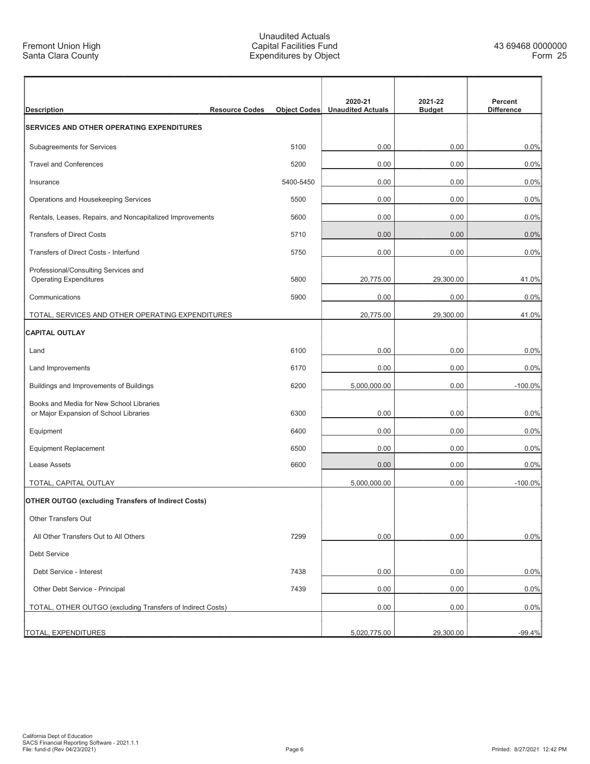Fremont Union High
Santa Clara County

# Unaudited Actuals
## Capital Facilities Fund
## Expenditures by Object

43 69468 0000000
Form 25

| Description | Resource Codes | Object Codes | 2020-21 Unaudited Actuals | 2021-22 Budget | Percent Difference |
|---|---|---|---|---|---|
| **SERVICES AND OTHER OPERATING EXPENDITURES** | | | | | |
| Subagreements for Services | | 5100 | 0.00 | 0.00 | 0.0% |
| Travel and Conferences | | 5200 | 0.00 | 0.00 | 0.0% |
| Insurance | | 5400-5450 | 0.00 | 0.00 | 0.0% |
| Operations and Housekeeping Services | | 5500 | 0.00 | 0.00 | 0.0% |
| Rentals, Leases, Repairs, and Noncapitalized Improvements | | 5600 | 0.00 | 0.00 | 0.0% |
| Transfers of Direct Costs | | 5710 | 0.00 | 0.00 | 0.0% |
| Transfers of Direct Costs - Interfund | | 5750 | 0.00 | 0.00 | 0.0% |
| Professional/Consulting Services and Operating Expenditures | | 5800 | 20,775.00 | 29,300.00 | 41.0% |
| Communications | | 5900 | 0.00 | 0.00 | 0.0% |
| TOTAL, SERVICES AND OTHER OPERATING EXPENDITURES | | | 20,775.00 | 29,300.00 | 41.0% |
| **CAPITAL OUTLAY** | | | | | |
| Land | | 6100 | 0.00 | 0.00 | 0.0% |
| Land Improvements | | 6170 | 0.00 | 0.00 | 0.0% |
| Buildings and Improvements of Buildings | | 6200 | 5,000,000.00 | 0.00 | -100.0% |
| Books and Media for New School Libraries or Major Expansion of School Libraries | | 6300 | 0.00 | 0.00 | 0.0% |
| Equipment | | 6400 | 0.00 | 0.00 | 0.0% |
| Equipment Replacement | | 6500 | 0.00 | 0.00 | 0.0% |
| Lease Assets | | 6600 | 0.00 | 0.00 | 0.0% |
| TOTAL, CAPITAL OUTLAY | | | 5,000,000.00 | 0.00 | -100.0% |
| **OTHER OUTGO (excluding Transfers of Indirect Costs)** | | | | | |
| Other Transfers Out | | | | | |
| All Other Transfers Out to All Others | | 7299 | 0.00 | 0.00 | 0.0% |
| Debt Service | | | | | |
| Debt Service - Interest | | 7438 | 0.00 | 0.00 | 0.0% |
| Other Debt Service - Principal | | 7439 | 0.00 | 0.00 | 0.0% |
| TOTAL, OTHER OUTGO (excluding Transfers of Indirect Costs) | | | 0.00 | 0.00 | 0.0% |
| TOTAL, EXPENDITURES | | | 5,020,775.00 | 29,300.00 | -99.4% |

California Dept of Education
SACS Financial Reporting Software - 2021.1.1
File: fund-d (Rev 04/23/2021)
Printed: 8/27/2021 12:42 PM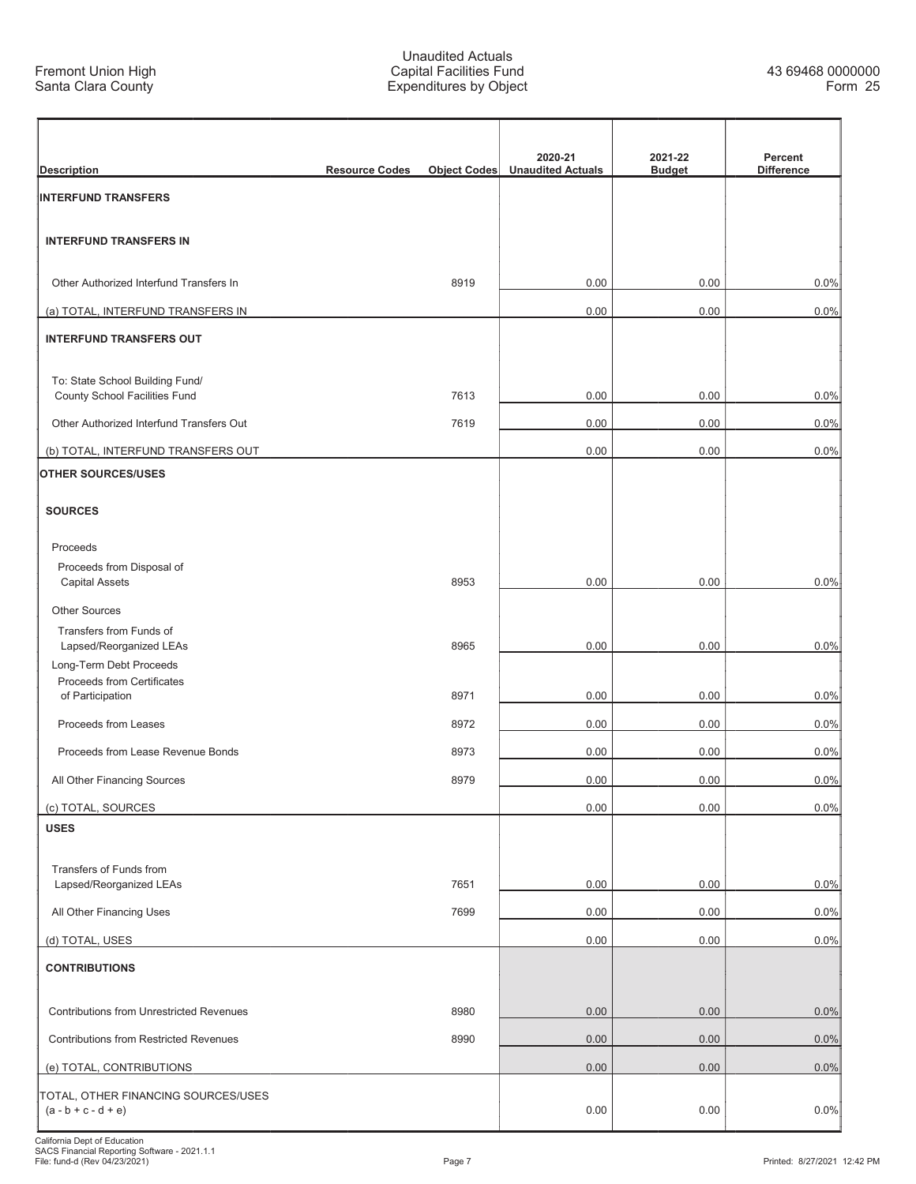Fremont Union High
Santa Clara County

# Unaudited Actuals
## Capital Facilities Fund
## Expenditures by Object

43 69468 0000000
Form 25

| Description | Resource Codes | Object Codes | 2020-21 Unaudited Actuals | 2021-22 Budget | Percent Difference |
|---|---|---|---|---|---|
| **INTERFUND TRANSFERS** | | | | | |
| **INTERFUND TRANSFERS IN** | | | | | |
| Other Authorized Interfund Transfers In | | 8919 | 0.00 | 0.00 | 0.0% |
| (a) TOTAL, INTERFUND TRANSFERS IN | | | 0.00 | 0.00 | 0.0% |
| **INTERFUND TRANSFERS OUT** | | | | | |
| To: State School Building Fund/ County School Facilities Fund | | 7613 | 0.00 | 0.00 | 0.0% |
| Other Authorized Interfund Transfers Out | | 7619 | 0.00 | 0.00 | 0.0% |
| (b) TOTAL, INTERFUND TRANSFERS OUT | | | 0.00 | 0.00 | 0.0% |
| **OTHER SOURCES/USES** | | | | | |
| **SOURCES** | | | | | |
| Proceeds | | | | | |
| Proceeds from Disposal of Capital Assets | | 8953 | 0.00 | 0.00 | 0.0% |
| Other Sources | | | | | |
| Transfers from Funds of Lapsed/Reorganized LEAs | | 8965 | 0.00 | 0.00 | 0.0% |
| Long-Term Debt Proceeds | | | | | |
| Proceeds from Certificates of Participation | | 8971 | 0.00 | 0.00 | 0.0% |
| Proceeds from Leases | | 8972 | 0.00 | 0.00 | 0.0% |
| Proceeds from Lease Revenue Bonds | | 8973 | 0.00 | 0.00 | 0.0% |
| All Other Financing Sources | | 8979 | 0.00 | 0.00 | 0.0% |
| (c) TOTAL, SOURCES | | | 0.00 | 0.00 | 0.0% |
| **USES** | | | | | |
| Transfers of Funds from Lapsed/Reorganized LEAs | | 7651 | 0.00 | 0.00 | 0.0% |
| All Other Financing Uses | | 7699 | 0.00 | 0.00 | 0.0% |
| (d) TOTAL, USES | | | 0.00 | 0.00 | 0.0% |
| **CONTRIBUTIONS** | | | | | |
| Contributions from Unrestricted Revenues | | 8980 | 0.00 | 0.00 | 0.0% |
| Contributions from Restricted Revenues | | 8990 | 0.00 | 0.00 | 0.0% |
| (e) TOTAL, CONTRIBUTIONS | | | 0.00 | 0.00 | 0.0% |
| TOTAL, OTHER FINANCING SOURCES/USES (a - b + c - d + e) | | | 0.00 | 0.00 | 0.0% |

California Dept of Education
SACS Financial Reporting Software - 2021.1.1
File: fund-d (Rev 04/23/2021)
Printed: 8/27/2021 12:42 PM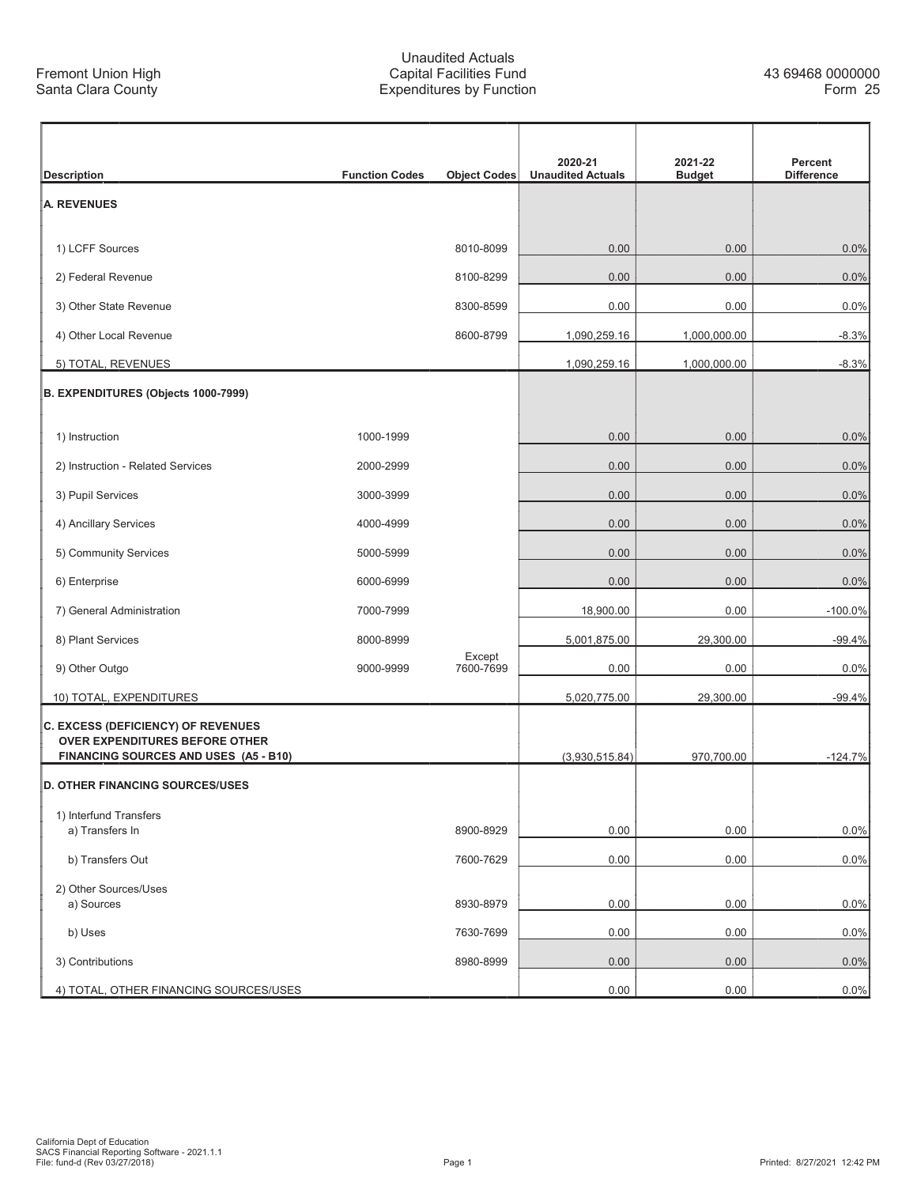Fremont Union High
Santa Clara County

Unaudited Actuals
Capital Facilities Fund
Expenditures by Function

43 69468 0000000
Form 25

| Description | Function Codes | Object Codes | 2020-21 Unaudited Actuals | 2021-22 Budget | Percent Difference |
|---|---|---|---|---|---|
| **A. REVENUES** | | | | | |
| 1) LCFF Sources | | 8010-8099 | 0.00 | 0.00 | 0.0% |
| 2) Federal Revenue | | 8100-8299 | 0.00 | 0.00 | 0.0% |
| 3) Other State Revenue | | 8300-8599 | 0.00 | 0.00 | 0.0% |
| 4) Other Local Revenue | | 8600-8799 | 1,090,259.16 | 1,000,000.00 | -8.3% |
| 5) TOTAL, REVENUES | | | 1,090,259.16 | 1,000,000.00 | -8.3% |
| **B. EXPENDITURES (Objects 1000-7999)** | | | | | |
| 1) Instruction | 1000-1999 | | 0.00 | 0.00 | 0.0% |
| 2) Instruction - Related Services | 2000-2999 | | 0.00 | 0.00 | 0.0% |
| 3) Pupil Services | 3000-3999 | | 0.00 | 0.00 | 0.0% |
| 4) Ancillary Services | 4000-4999 | | 0.00 | 0.00 | 0.0% |
| 5) Community Services | 5000-5999 | | 0.00 | 0.00 | 0.0% |
| 6) Enterprise | 6000-6999 | | 0.00 | 0.00 | 0.0% |
| 7) General Administration | 7000-7999 | | 18,900.00 | 0.00 | -100.0% |
| 8) Plant Services | 8000-8999 | | 5,001,875.00 | 29,300.00 | -99.4% |
| 9) Other Outgo | 9000-9999 | Except 7600-7699 | 0.00 | 0.00 | 0.0% |
| 10) TOTAL, EXPENDITURES | | | 5,020,775.00 | 29,300.00 | -99.4% |
| **C. EXCESS (DEFICIENCY) OF REVENUES OVER EXPENDITURES BEFORE OTHER FINANCING SOURCES AND USES (A5 - B10)** | | | (3,930,515.84) | 970,700.00 | -124.7% |
| **D. OTHER FINANCING SOURCES/USES** | | | | | |
| 1) Interfund Transfers | | | | | |
| a) Transfers In | | 8900-8929 | 0.00 | 0.00 | 0.0% |
| b) Transfers Out | | 7600-7629 | 0.00 | 0.00 | 0.0% |
| 2) Other Sources/Uses | | | | | |
| a) Sources | | 8930-8979 | 0.00 | 0.00 | 0.0% |
| b) Uses | | 7630-7699 | 0.00 | 0.00 | 0.0% |
| 3) Contributions | | 8980-8999 | 0.00 | 0.00 | 0.0% |
| 4) TOTAL, OTHER FINANCING SOURCES/USES | | | 0.00 | 0.00 | 0.0% |

California Dept of Education
SACS Financial Reporting Software - 2021.1.1
File: fund-d (Rev 03/27/2018)

Printed: 8/27/2021 12:42 PM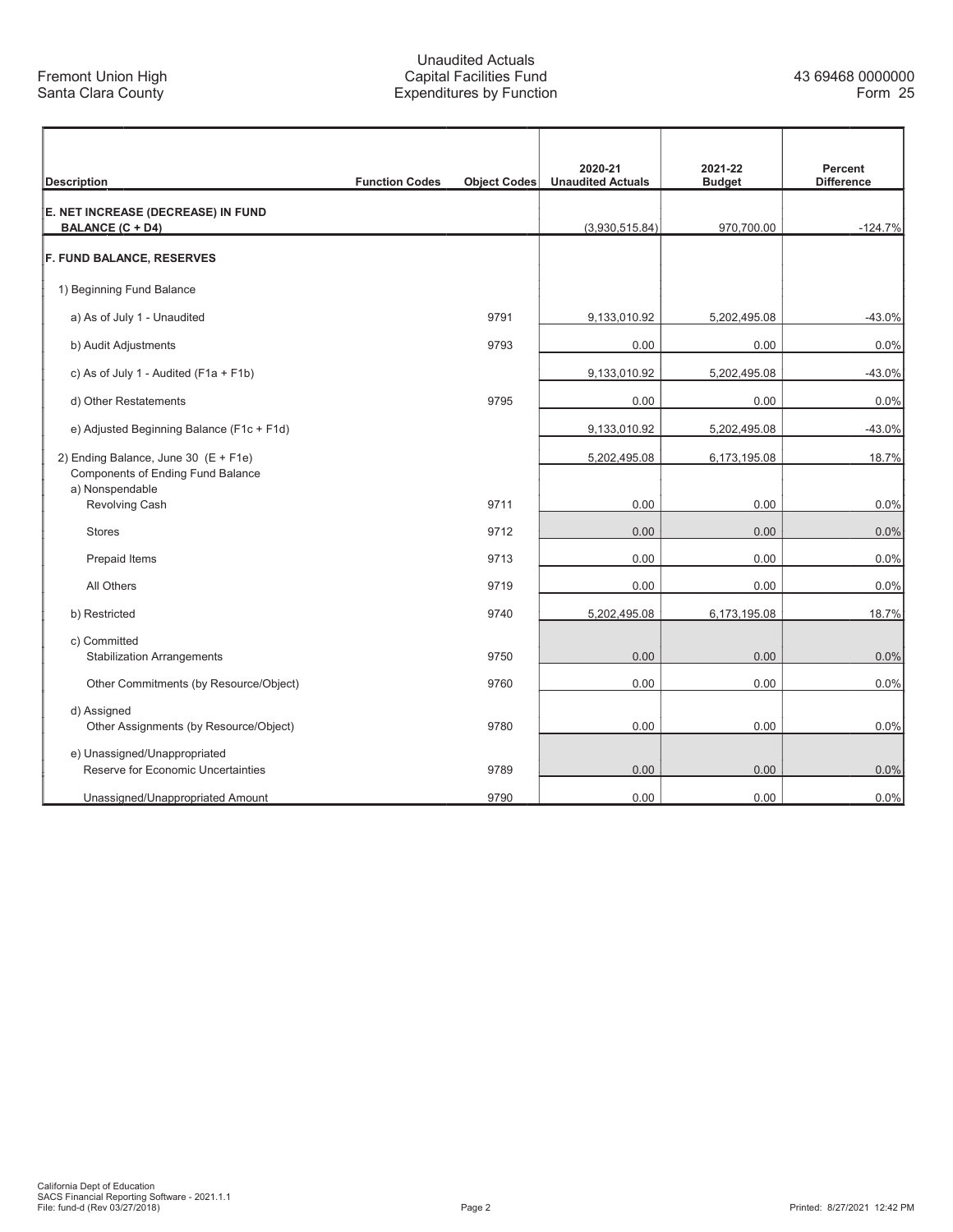Fremont Union High
Santa Clara County

Unaudited Actuals
Capital Facilities Fund
Expenditures by Function

43 69468 0000000
Form 25

| Description | Function Codes | Object Codes | 2020-21 Unaudited Actuals | 2021-22 Budget | Percent Difference |
|---|---|---|---|---|---|
| **E. NET INCREASE (DECREASE) IN FUND BALANCE (C + D4)** | | | (3,930,515.84) | 970,700.00 | -124.7% |
| **F. FUND BALANCE, RESERVES** | | | | | |
| 1) Beginning Fund Balance | | | | | |
| a) As of July 1 - Unaudited | | 9791 | 9,133,010.92 | 5,202,495.08 | -43.0% |
| b) Audit Adjustments | | 9793 | 0.00 | 0.00 | 0.0% |
| c) As of July 1 - Audited (F1a + F1b) | | | 9,133,010.92 | 5,202,495.08 | -43.0% |
| d) Other Restatements | | 9795 | 0.00 | 0.00 | 0.0% |
| e) Adjusted Beginning Balance (F1c + F1d) | | | 9,133,010.92 | 5,202,495.08 | -43.0% |
| 2) Ending Balance, June 30 (E + F1e) | | | 5,202,495.08 | 6,173,195.08 | 18.7% |
| Components of Ending Fund Balance | | | | | |
| a) Nonspendable | | | | | |
| Revolving Cash | | 9711 | 0.00 | 0.00 | 0.0% |
| Stores | | 9712 | 0.00 | 0.00 | 0.0% |
| Prepaid Items | | 9713 | 0.00 | 0.00 | 0.0% |
| All Others | | 9719 | 0.00 | 0.00 | 0.0% |
| b) Restricted | | 9740 | 5,202,495.08 | 6,173,195.08 | 18.7% |
| c) Committed | | | | | |
| Stabilization Arrangements | | 9750 | 0.00 | 0.00 | 0.0% |
| Other Commitments (by Resource/Object) | | 9760 | 0.00 | 0.00 | 0.0% |
| d) Assigned | | | | | |
| Other Assignments (by Resource/Object) | | 9780 | 0.00 | 0.00 | 0.0% |
| e) Unassigned/Unappropriated | | | | | |
| Reserve for Economic Uncertainties | | 9789 | 0.00 | 0.00 | 0.0% |
| Unassigned/Unappropriated Amount | | 9790 | 0.00 | 0.00 | 0.0% |

California Dept of Education
SACS Financial Reporting Software - 2021.1.1
File: fund-d (Rev 03/27/2018)

Printed: 8/27/2021 12:42 PM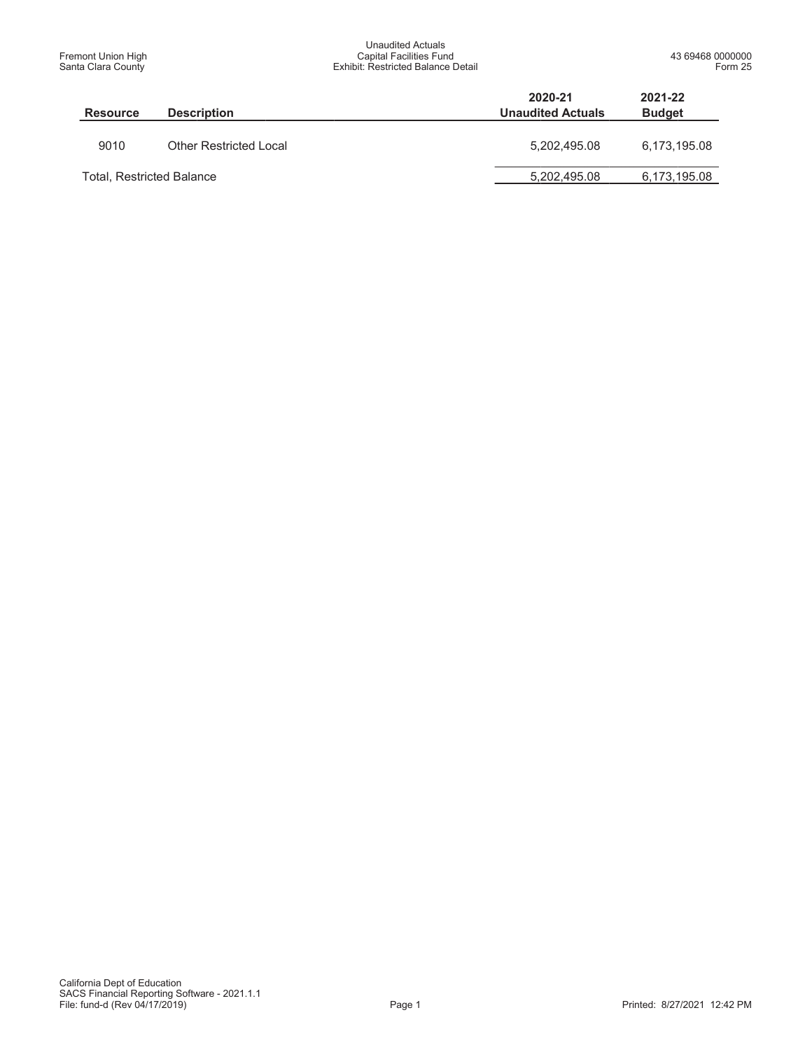Fremont Union High
Santa Clara County

Unaudited Actuals
Capital Facilities Fund
Exhibit: Restricted Balance Detail

43 69468 0000000
Form 25

| Resource | Description | 2020-21 Unaudited Actuals | 2021-22 Budget |
|---|---|---|---|
| 9010 | Other Restricted Local | 5,202,495.08 | 6,173,195.08 |
| Total, Restricted Balance | | 5,202,495.08 | 6,173,195.08 |